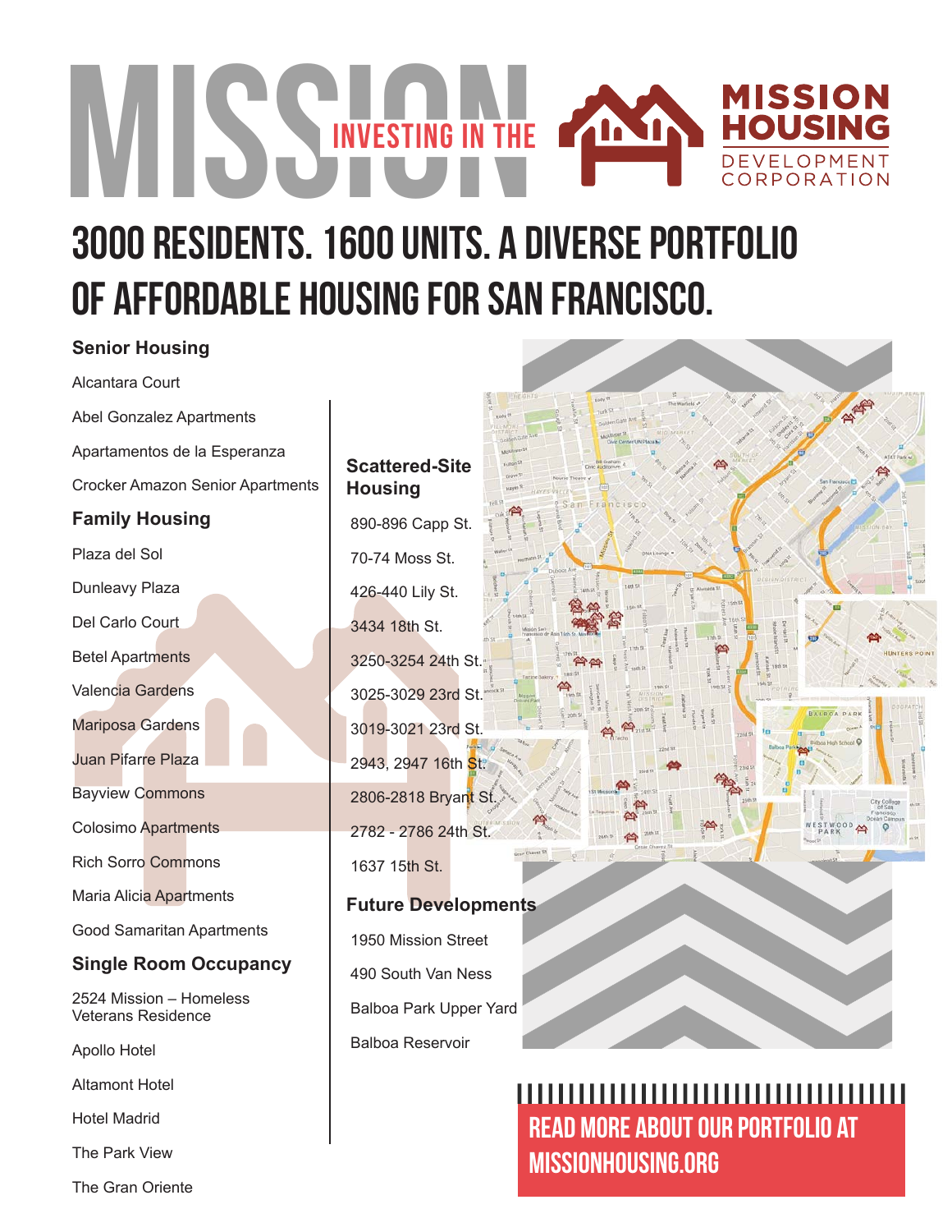# INVESTING IN THE MISSION

**MISSION HOUSING** DEVELOPMENT CORPORATION

## 3000 RESIDENTS. 1600 UNITS. A DIVERSE PORTFOLIO OF AFFORDABLE HOUSING FOR SAN FRANCISCO.

### Senior Housing

Alcantara Court

Abel Gonzalez Apartments

Apartamentos de la Esperanza

Crocker Amazon Senior Apartments

### Family Housing

Plaza del Sol

Dunleavy Plaza

Del Carlo Court

Betel Apartments

Valencia Gardens

Mariposa Gardens

Juan Pifarre Plaza

Bayview Commons

Colosimo Apartments

Rich Sorro Commons

Maria Alicia Apartments

Good Samaritan Apartments

### Single Room Occupancy

2524 Mission – Homeless Veterans Residence

Apollo Hotel

Altamont Hotel

Hotel Madrid

The Park View

The Gran Oriente

### Scattered-Site Housing

890-896 Capp St.

70-74 Moss St.

426-440 Lily St.

3434 18th St.

3250-3254 24th St.

3025-3029 23rd St.

3019-3021 23rd St.

2943, 2947 16th St.

2806-2818 Bryant St.

2782 - 2786 24th St.

1637 15th St.

### Future Developments

1950 Mission Street

490 South Van Ness

Balboa Park Upper Yard

Balboa Reservoir

**READ MORE ABOUT OUR PORTFOLIO AT MISSIONHOUSING.ORG**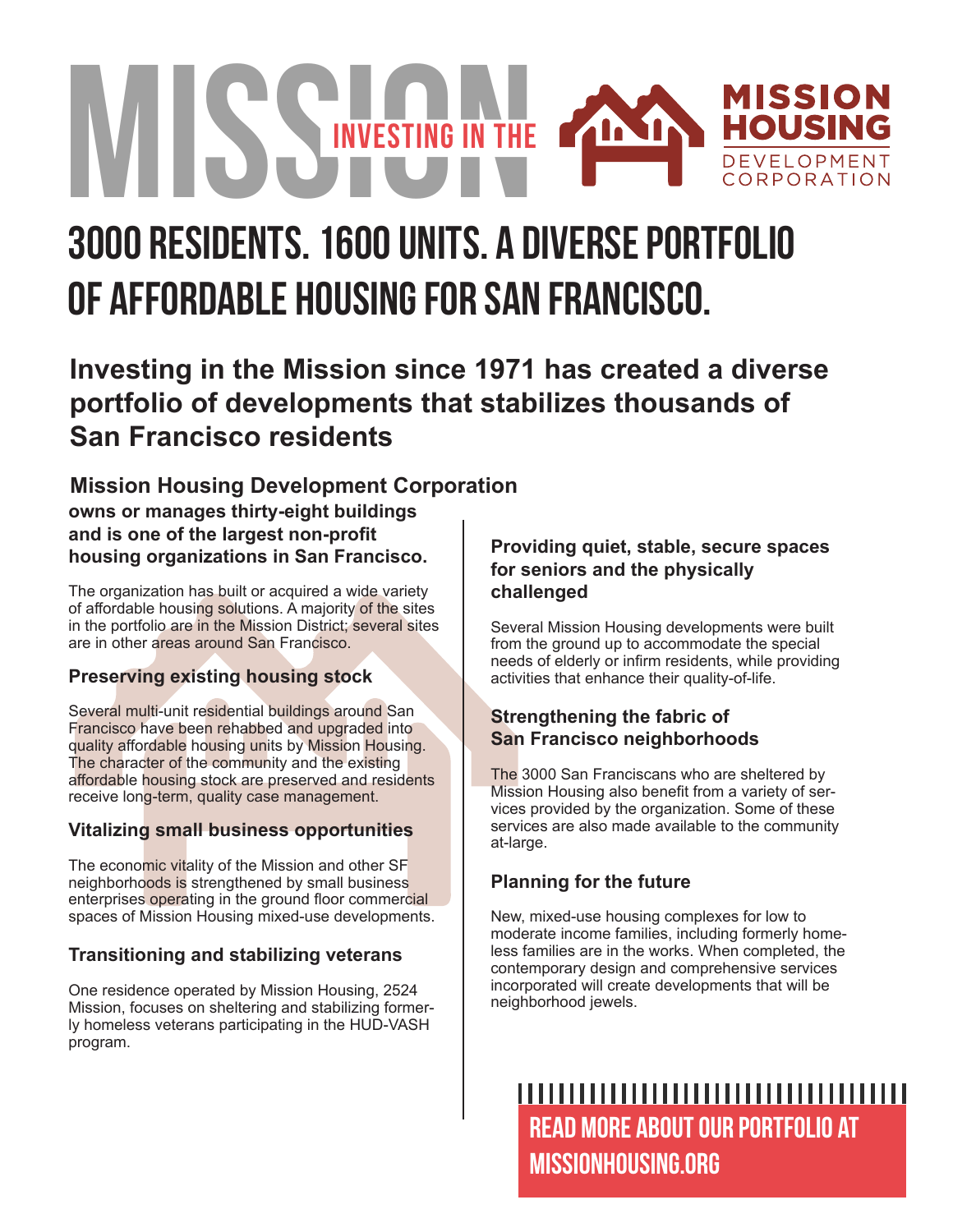# INVESTING IN THE MISSION

MISSION HOUSING DEVELOPMENT CORPORATION

# 3000 RESIDENTS. 1600 UNITS. A DIVERSE PORTFOLIO OF AFFORDABLE HOUSING FOR SAN FRANCISCO.

## Investing in the Mission since 1971 has created a diverse portfolio of developments that stabilizes thousands of San Francisco residents

### Mission Housing Development Corporation

**owns or manages thirty-eight buildings and is one of the largest non-profit housing organizations in San Francisco.**

The organization has built or acquired a wide variety of affordable housing solutions. A majority of the sites in the portfolio are in the Mission District; several sites are in other areas around San Francisco.

### Preserving existing housing stock

Several multi-unit residential buildings around San Francisco have been rehabbed and upgraded into quality affordable housing units by Mission Housing. The character of the community and the existing affordable housing stock are preserved and residents receive long-term, quality case management.

### Vitalizing small business opportunities

The economic vitality of the Mission and other SF neighborhoods is strengthened by small business enterprises operating in the ground floor commercial spaces of Mission Housing mixed-use developments.

### Transitioning and stabilizing veterans

One residence operated by Mission Housing, 2524 Mission, focuses on sheltering and stabilizing formerly homeless veterans participating in the HUD-VASH program.

### Providing quiet, stable, secure spaces for seniors and the physically challenged

Several Mission Housing developments were built from the ground up to accommodate the special needs of elderly or infirm residents, while providing activities that enhance their quality-of-life.

### Strengthening the fabric of San Francisco neighborhoods

The 3000 San Franciscans who are sheltered by Mission Housing also benefit from a variety of services provided by the organization. Some of these services are also made available to the community at-large.

### Planning for the future

New, mixed-use housing complexes for low to moderate income families, including formerly homeless families are in the works. When completed, the contemporary design and comprehensive services incorporated will create developments that will be neighborhood jewels.

**READ MORE ABOUT OUR PORTFOLIO AT MISSIONHOUSING.ORG**